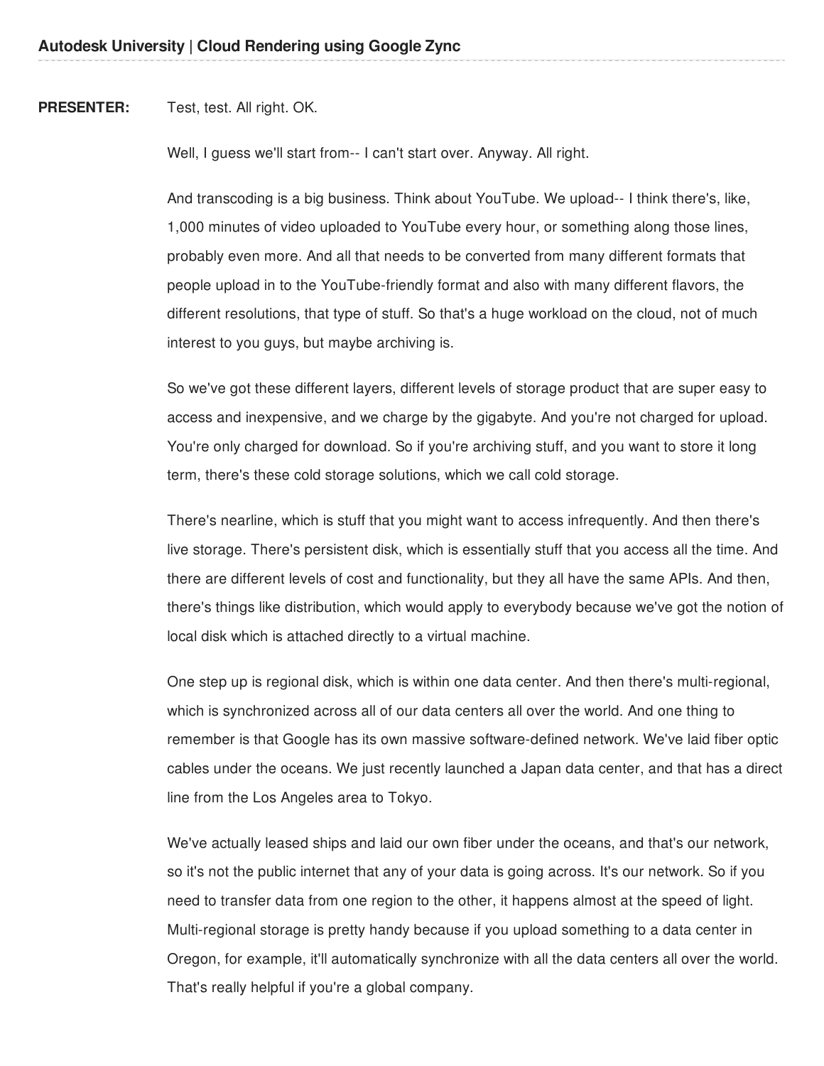**PRESENTER:** Test, test. All right. OK.

Well, I guess we'll start from-- I can't start over. Anyway. All right.

And transcoding is a big business. Think about YouTube. We upload-- I think there's, like, 1,000 minutes of video uploaded to YouTube every hour, or something along those lines, probably even more. And all that needs to be converted from many different formats that people upload in to the YouTube-friendly format and also with many different flavors, the different resolutions, that type of stuff. So that's a huge workload on the cloud, not of much interest to you guys, but maybe archiving is.

So we've got these different layers, different levels of storage product that are super easy to access and inexpensive, and we charge by the gigabyte. And you're not charged for upload. You're only charged for download. So if you're archiving stuff, and you want to store it long term, there's these cold storage solutions, which we call cold storage.

There's nearline, which is stuff that you might want to access infrequently. And then there's live storage. There's persistent disk, which is essentially stuff that you access all the time. And there are different levels of cost and functionality, but they all have the same APIs. And then, there's things like distribution, which would apply to everybody because we've got the notion of local disk which is attached directly to a virtual machine.

One step up is regional disk, which is within one data center. And then there's multi-regional, which is synchronized across all of our data centers all over the world. And one thing to remember is that Google has its own massive software-defined network. We've laid fiber optic cables under the oceans. We just recently launched a Japan data center, and that has a direct line from the Los Angeles area to Tokyo.

We've actually leased ships and laid our own fiber under the oceans, and that's our network, so it's not the public internet that any of your data is going across. It's our network. So if you need to transfer data from one region to the other, it happens almost at the speed of light. Multi-regional storage is pretty handy because if you upload something to a data center in Oregon, for example, it'll automatically synchronize with all the data centers all over the world. That's really helpful if you're a global company.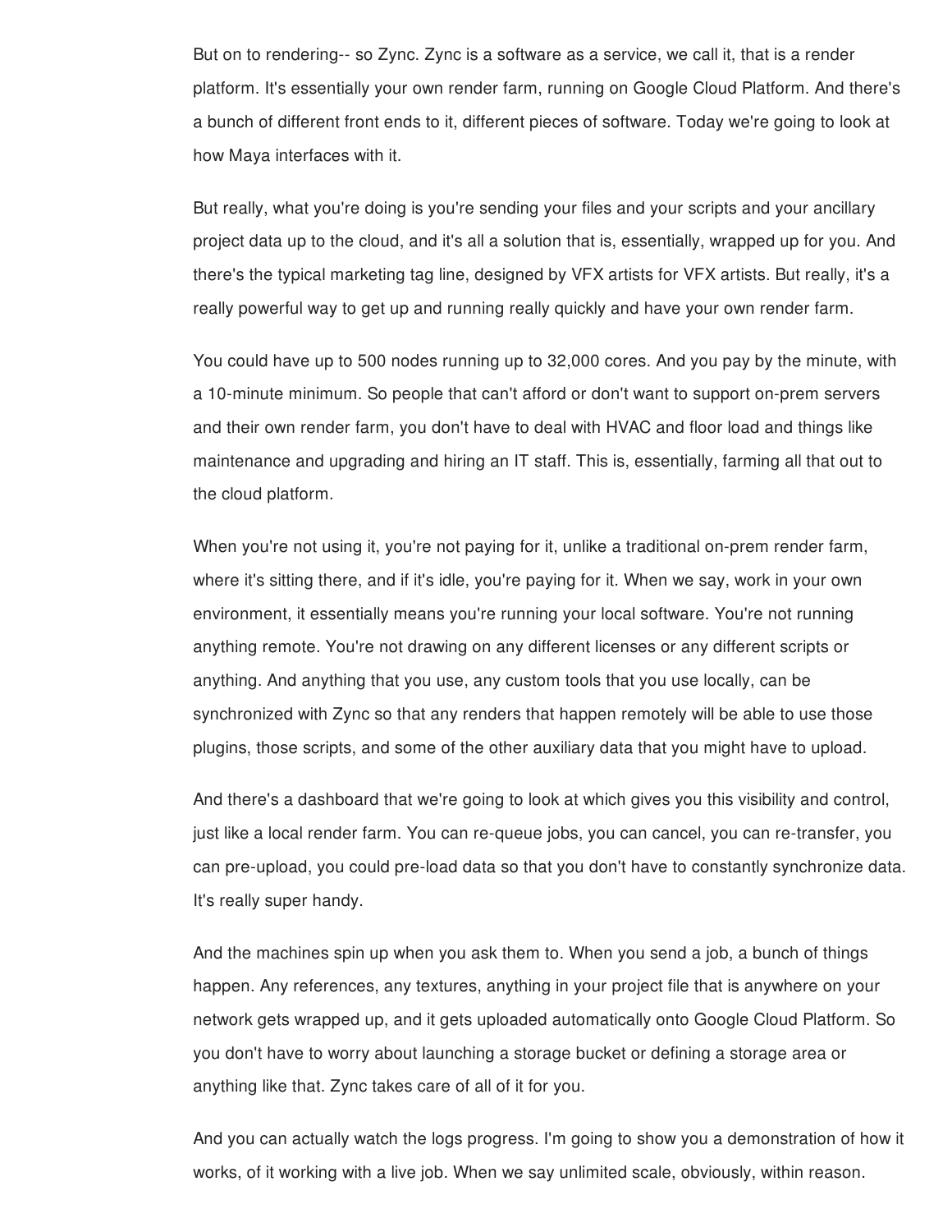But on to rendering-- so Zync. Zync is a software as a service, we call it, that is a render platform. It's essentially your own render farm, running on Google Cloud Platform. And there's a bunch of different front ends to it, different pieces of software. Today we're going to look at how Maya interfaces with it.

But really, what you're doing is you're sending your files and your scripts and your ancillary project data up to the cloud, and it's all a solution that is, essentially, wrapped up for you. And there's the typical marketing tag line, designed by VFX artists for VFX artists. But really, it's a really powerful way to get up and running really quickly and have your own render farm.

You could have up to 500 nodes running up to 32,000 cores. And you pay by the minute, with a 10-minute minimum. So people that can't afford or don't want to support on-prem servers and their own render farm, you don't have to deal with HVAC and floor load and things like maintenance and upgrading and hiring an IT staff. This is, essentially, farming all that out to the cloud platform.

When you're not using it, you're not paying for it, unlike a traditional on-prem render farm, where it's sitting there, and if it's idle, you're paying for it. When we say, work in your own environment, it essentially means you're running your local software. You're not running anything remote. You're not drawing on any different licenses or any different scripts or anything. And anything that you use, any custom tools that you use locally, can be synchronized with Zync so that any renders that happen remotely will be able to use those plugins, those scripts, and some of the other auxiliary data that you might have to upload.

And there's a dashboard that we're going to look at which gives you this visibility and control, just like a local render farm. You can re-queue jobs, you can cancel, you can re-transfer, you can pre-upload, you could pre-load data so that you don't have to constantly synchronize data. It's really super handy.

And the machines spin up when you ask them to. When you send a job, a bunch of things happen. Any references, any textures, anything in your project file that is anywhere on your network gets wrapped up, and it gets uploaded automatically onto Google Cloud Platform. So you don't have to worry about launching a storage bucket or defining a storage area or anything like that. Zync takes care of all of it for you.

And you can actually watch the logs progress. I'm going to show you a demonstration of how it works, of it working with a live job. When we say unlimited scale, obviously, within reason.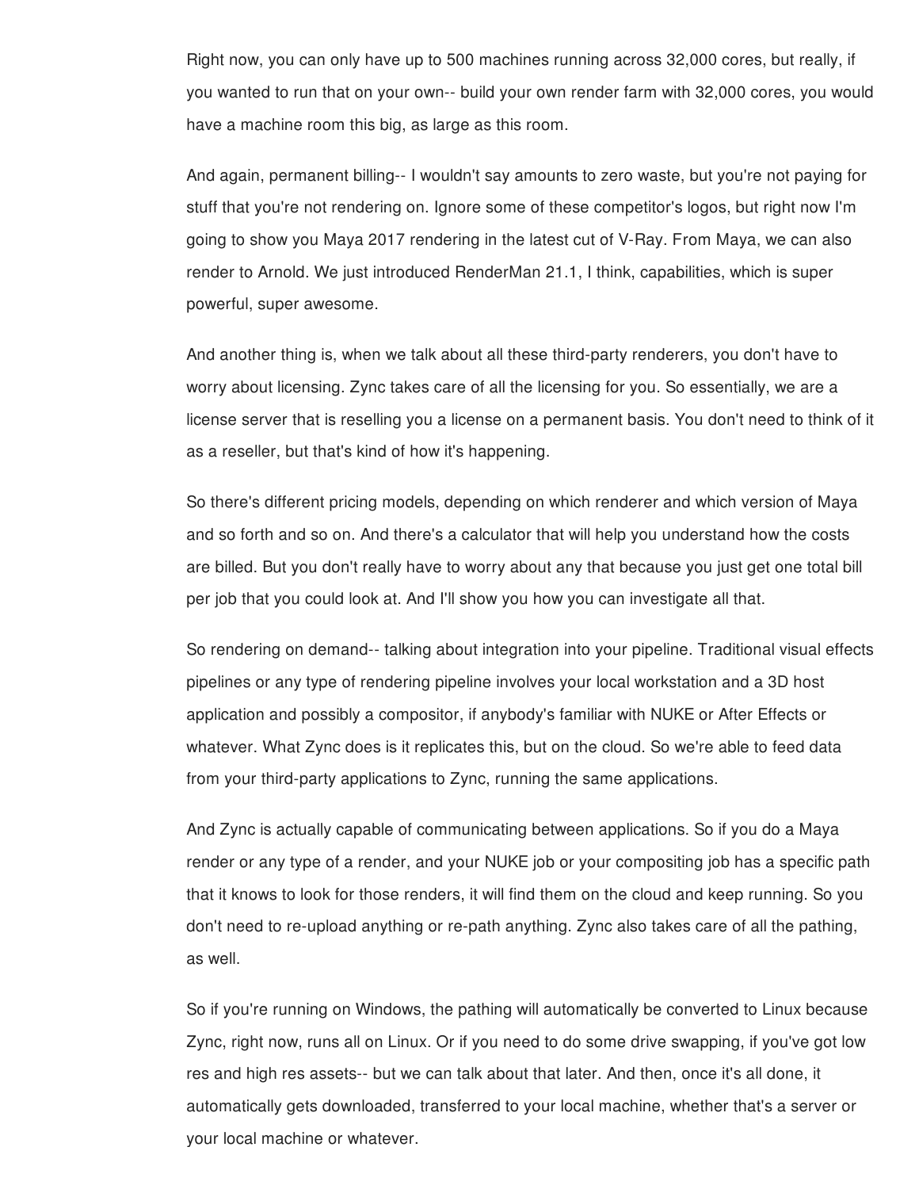Right now, you can only have up to 500 machines running across 32,000 cores, but really, if you wanted to run that on your own-- build your own render farm with 32,000 cores, you would have a machine room this big, as large as this room.

And again, permanent billing-- I wouldn't say amounts to zero waste, but you're not paying for stuff that you're not rendering on. Ignore some of these competitor's logos, but right now I'm going to show you Maya 2017 rendering in the latest cut of V-Ray. From Maya, we can also render to Arnold. We just introduced RenderMan 21.1, I think, capabilities, which is super powerful, super awesome.

And another thing is, when we talk about all these third-party renderers, you don't have to worry about licensing. Zync takes care of all the licensing for you. So essentially, we are a license server that is reselling you a license on a permanent basis. You don't need to think of it as a reseller, but that's kind of how it's happening.

So there's different pricing models, depending on which renderer and which version of Maya and so forth and so on. And there's a calculator that will help you understand how the costs are billed. But you don't really have to worry about any that because you just get one total bill per job that you could look at. And I'll show you how you can investigate all that.

So rendering on demand-- talking about integration into your pipeline. Traditional visual effects pipelines or any type of rendering pipeline involves your local workstation and a 3D host application and possibly a compositor, if anybody's familiar with NUKE or After Effects or whatever. What Zync does is it replicates this, but on the cloud. So we're able to feed data from your third-party applications to Zync, running the same applications.

And Zync is actually capable of communicating between applications. So if you do a Maya render or any type of a render, and your NUKE job or your compositing job has a specific path that it knows to look for those renders, it will find them on the cloud and keep running. So you don't need to re-upload anything or re-path anything. Zync also takes care of all the pathing, as well.

So if you're running on Windows, the pathing will automatically be converted to Linux because Zync, right now, runs all on Linux. Or if you need to do some drive swapping, if you've got low res and high res assets-- but we can talk about that later. And then, once it's all done, it automatically gets downloaded, transferred to your local machine, whether that's a server or your local machine or whatever.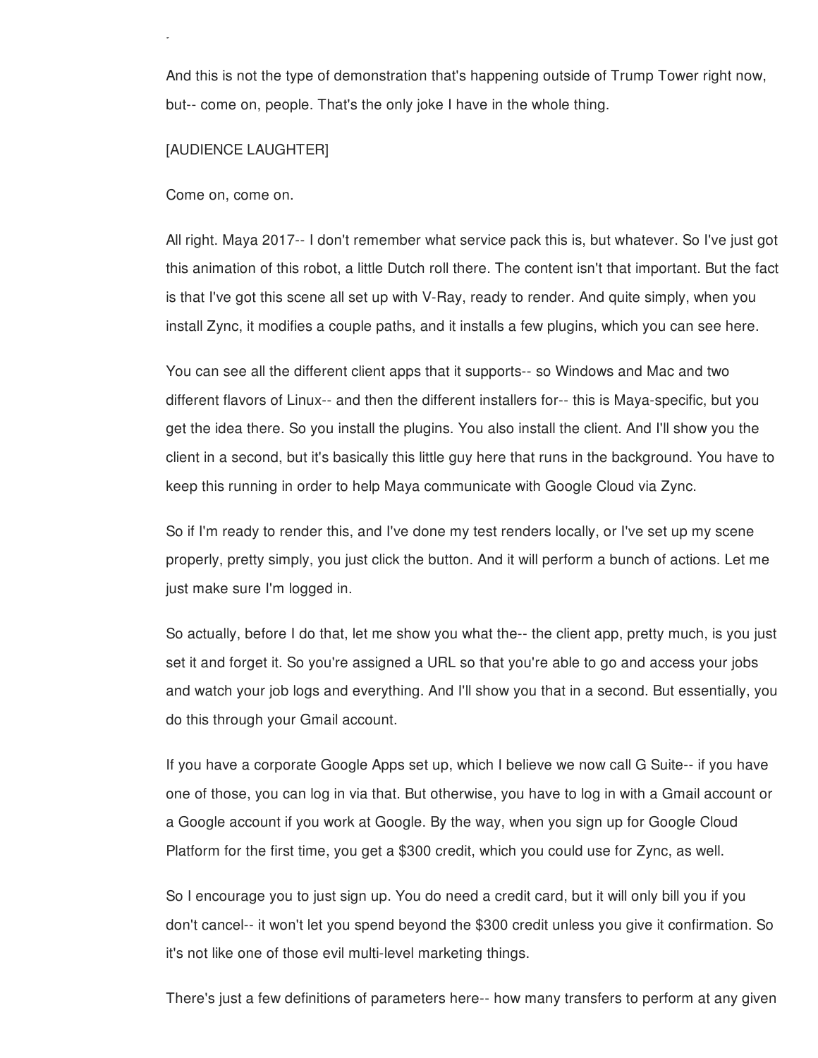And this is not the type of demonstration that's happening outside of Trump Tower right now, but-- come on, people. That's the only joke I have in the whole thing.

[AUDIENCE LAUGHTER]

Come on, come on.

All right. Maya 2017-- I don't remember what service pack this is, but whatever. So I've just got this animation of this robot, a little Dutch roll there. The content isn't that important. But the fact is that I've got this scene all set up with V-Ray, ready to render. And quite simply, when you install Zync, it modifies a couple paths, and it installs a few plugins, which you can see here.

You can see all the different client apps that it supports-- so Windows and Mac and two different flavors of Linux-- and then the different installers for-- this is Maya-specific, but you get the idea there. So you install the plugins. You also install the client. And I'll show you the client in a second, but it's basically this little guy here that runs in the background. You have to keep this running in order to help Maya communicate with Google Cloud via Zync.

So if I'm ready to render this, and I've done my test renders locally, or I've set up my scene properly, pretty simply, you just click the button. And it will perform a bunch of actions. Let me just make sure I'm logged in.

So actually, before I do that, let me show you what the-- the client app, pretty much, is you just set it and forget it. So you're assigned a URL so that you're able to go and access your jobs and watch your job logs and everything. And I'll show you that in a second. But essentially, you do this through your Gmail account.

If you have a corporate Google Apps set up, which I believe we now call G Suite-- if you have one of those, you can log in via that. But otherwise, you have to log in with a Gmail account or a Google account if you work at Google. By the way, when you sign up for Google Cloud Platform for the first time, you get a $300 credit, which you could use for Zync, as well.

So I encourage you to just sign up. You do need a credit card, but it will only bill you if you don't cancel-- it won't let you spend beyond the $300 credit unless you give it confirmation. So it's not like one of those evil multi-level marketing things.

There's just a few definitions of parameters here-- how many transfers to perform at any given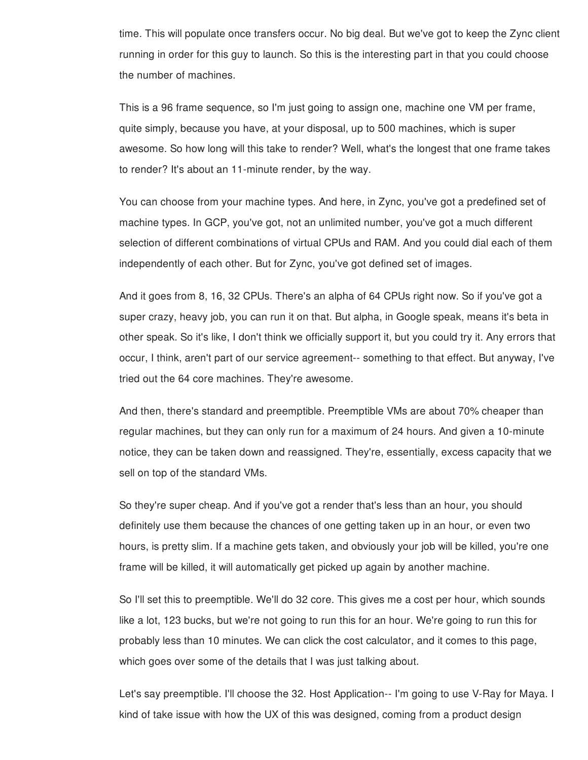time. This will populate once transfers occur. No big deal. But we've got to keep the Zync client running in order for this guy to launch. So this is the interesting part in that you could choose the number of machines.

This is a 96 frame sequence, so I'm just going to assign one, machine one VM per frame, quite simply, because you have, at your disposal, up to 500 machines, which is super awesome. So how long will this take to render? Well, what's the longest that one frame takes to render? It's about an 11-minute render, by the way.

You can choose from your machine types. And here, in Zync, you've got a predefined set of machine types. In GCP, you've got, not an unlimited number, you've got a much different selection of different combinations of virtual CPUs and RAM. And you could dial each of them independently of each other. But for Zync, you've got defined set of images.

And it goes from 8, 16, 32 CPUs. There's an alpha of 64 CPUs right now. So if you've got a super crazy, heavy job, you can run it on that. But alpha, in Google speak, means it's beta in other speak. So it's like, I don't think we officially support it, but you could try it. Any errors that occur, I think, aren't part of our service agreement-- something to that effect. But anyway, I've tried out the 64 core machines. They're awesome.

And then, there's standard and preemptible. Preemptible VMs are about 70% cheaper than regular machines, but they can only run for a maximum of 24 hours. And given a 10-minute notice, they can be taken down and reassigned. They're, essentially, excess capacity that we sell on top of the standard VMs.

So they're super cheap. And if you've got a render that's less than an hour, you should definitely use them because the chances of one getting taken up in an hour, or even two hours, is pretty slim. If a machine gets taken, and obviously your job will be killed, you're one frame will be killed, it will automatically get picked up again by another machine.

So I'll set this to preemptible. We'll do 32 core. This gives me a cost per hour, which sounds like a lot, 123 bucks, but we're not going to run this for an hour. We're going to run this for probably less than 10 minutes. We can click the cost calculator, and it comes to this page, which goes over some of the details that I was just talking about.

Let's say preemptible. I'll choose the 32. Host Application-- I'm going to use V-Ray for Maya. I kind of take issue with how the UX of this was designed, coming from a product design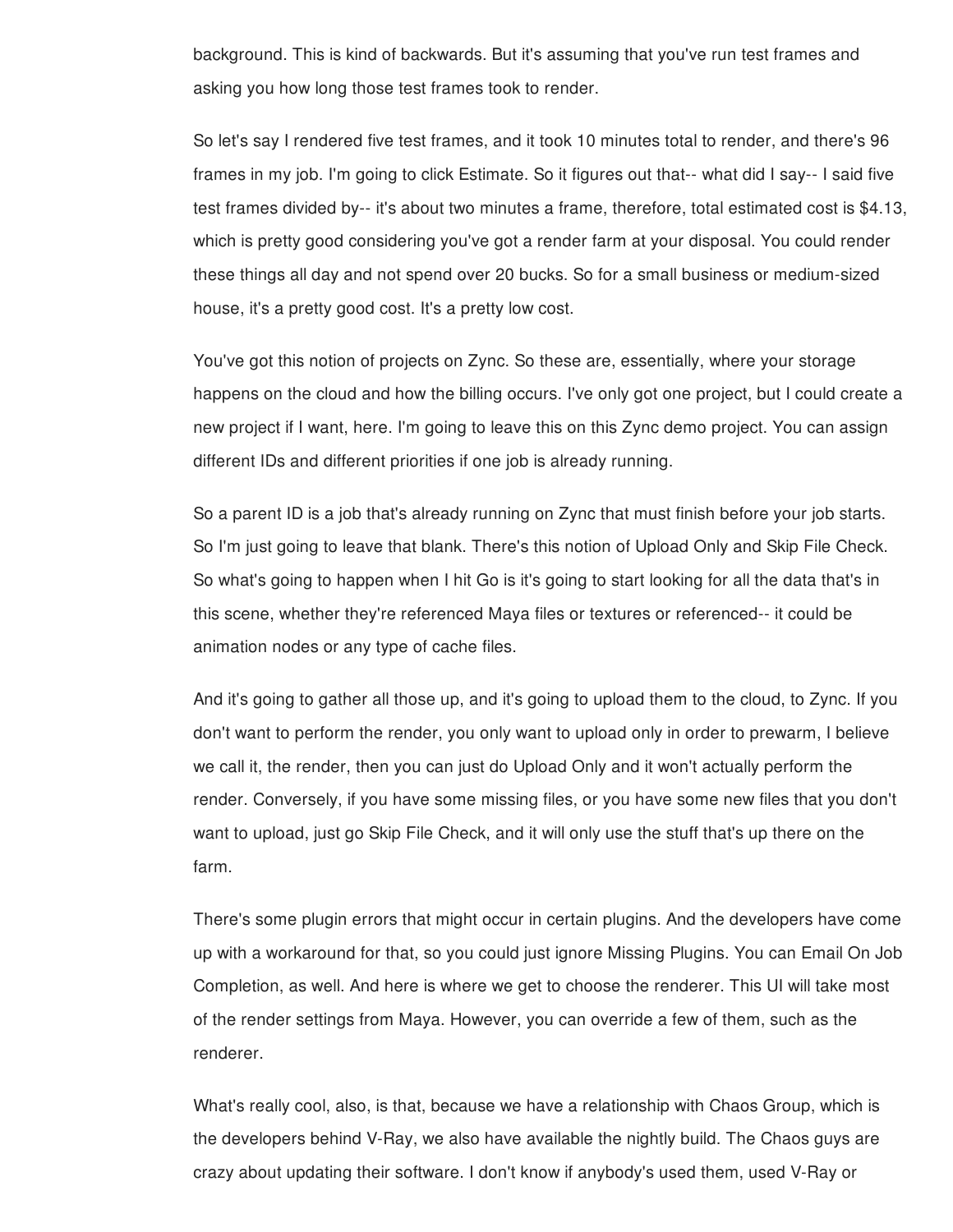background. This is kind of backwards. But it's assuming that you've run test frames and asking you how long those test frames took to render.

So let's say I rendered five test frames, and it took 10 minutes total to render, and there's 96 frames in my job. I'm going to click Estimate. So it figures out that-- what did I say-- I said five test frames divided by-- it's about two minutes a frame, therefore, total estimated cost is $4.13, which is pretty good considering you've got a render farm at your disposal. You could render these things all day and not spend over 20 bucks. So for a small business or medium-sized house, it's a pretty good cost. It's a pretty low cost.

You've got this notion of projects on Zync. So these are, essentially, where your storage happens on the cloud and how the billing occurs. I've only got one project, but I could create a new project if I want, here. I'm going to leave this on this Zync demo project. You can assign different IDs and different priorities if one job is already running.

So a parent ID is a job that's already running on Zync that must finish before your job starts. So I'm just going to leave that blank. There's this notion of Upload Only and Skip File Check. So what's going to happen when I hit Go is it's going to start looking for all the data that's in this scene, whether they're referenced Maya files or textures or referenced-- it could be animation nodes or any type of cache files.

And it's going to gather all those up, and it's going to upload them to the cloud, to Zync. If you don't want to perform the render, you only want to upload only in order to prewarm, I believe we call it, the render, then you can just do Upload Only and it won't actually perform the render. Conversely, if you have some missing files, or you have some new files that you don't want to upload, just go Skip File Check, and it will only use the stuff that's up there on the farm.

There's some plugin errors that might occur in certain plugins. And the developers have come up with a workaround for that, so you could just ignore Missing Plugins. You can Email On Job Completion, as well. And here is where we get to choose the renderer. This UI will take most of the render settings from Maya. However, you can override a few of them, such as the renderer.

What's really cool, also, is that, because we have a relationship with Chaos Group, which is the developers behind V-Ray, we also have available the nightly build. The Chaos guys are crazy about updating their software. I don't know if anybody's used them, used V-Ray or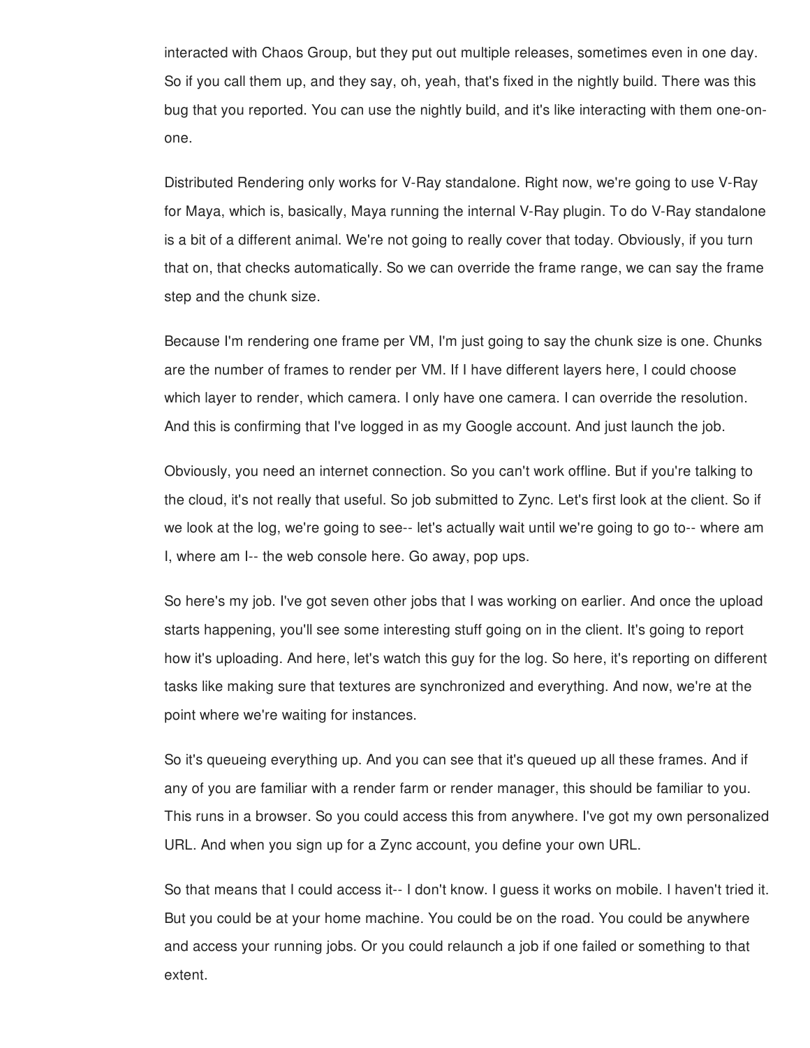interacted with Chaos Group, but they put out multiple releases, sometimes even in one day. So if you call them up, and they say, oh, yeah, that's fixed in the nightly build. There was this bug that you reported. You can use the nightly build, and it's like interacting with them one-on-one.

Distributed Rendering only works for V-Ray standalone. Right now, we're going to use V-Ray for Maya, which is, basically, Maya running the internal V-Ray plugin. To do V-Ray standalone is a bit of a different animal. We're not going to really cover that today. Obviously, if you turn that on, that checks automatically. So we can override the frame range, we can say the frame step and the chunk size.

Because I'm rendering one frame per VM, I'm just going to say the chunk size is one. Chunks are the number of frames to render per VM. If I have different layers here, I could choose which layer to render, which camera. I only have one camera. I can override the resolution. And this is confirming that I've logged in as my Google account. And just launch the job.

Obviously, you need an internet connection. So you can't work offline. But if you're talking to the cloud, it's not really that useful. So job submitted to Zync. Let's first look at the client. So if we look at the log, we're going to see-- let's actually wait until we're going to go to-- where am I, where am I-- the web console here. Go away, pop ups.

So here's my job. I've got seven other jobs that I was working on earlier. And once the upload starts happening, you'll see some interesting stuff going on in the client. It's going to report how it's uploading. And here, let's watch this guy for the log. So here, it's reporting on different tasks like making sure that textures are synchronized and everything. And now, we're at the point where we're waiting for instances.

So it's queueing everything up. And you can see that it's queued up all these frames. And if any of you are familiar with a render farm or render manager, this should be familiar to you. This runs in a browser. So you could access this from anywhere. I've got my own personalized URL. And when you sign up for a Zync account, you define your own URL.

So that means that I could access it-- I don't know. I guess it works on mobile. I haven't tried it. But you could be at your home machine. You could be on the road. You could be anywhere and access your running jobs. Or you could relaunch a job if one failed or something to that extent.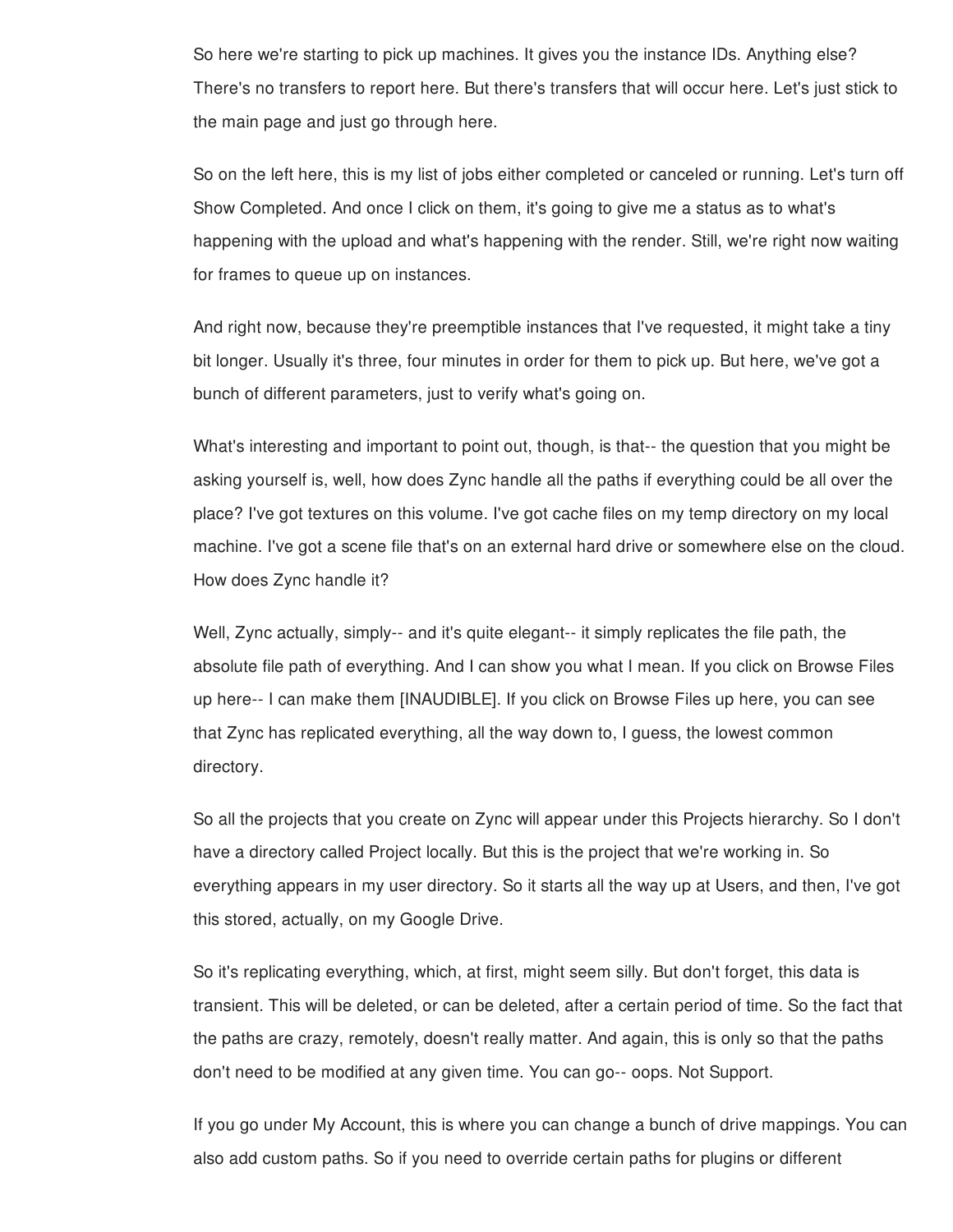So here we're starting to pick up machines. It gives you the instance IDs. Anything else? There's no transfers to report here. But there's transfers that will occur here. Let's just stick to the main page and just go through here.

So on the left here, this is my list of jobs either completed or canceled or running. Let's turn off Show Completed. And once I click on them, it's going to give me a status as to what's happening with the upload and what's happening with the render. Still, we're right now waiting for frames to queue up on instances.

And right now, because they're preemptible instances that I've requested, it might take a tiny bit longer. Usually it's three, four minutes in order for them to pick up. But here, we've got a bunch of different parameters, just to verify what's going on.

What's interesting and important to point out, though, is that-- the question that you might be asking yourself is, well, how does Zync handle all the paths if everything could be all over the place? I've got textures on this volume. I've got cache files on my temp directory on my local machine. I've got a scene file that's on an external hard drive or somewhere else on the cloud. How does Zync handle it?

Well, Zync actually, simply-- and it's quite elegant-- it simply replicates the file path, the absolute file path of everything. And I can show you what I mean. If you click on Browse Files up here-- I can make them [INAUDIBLE]. If you click on Browse Files up here, you can see that Zync has replicated everything, all the way down to, I guess, the lowest common directory.

So all the projects that you create on Zync will appear under this Projects hierarchy. So I don't have a directory called Project locally. But this is the project that we're working in. So everything appears in my user directory. So it starts all the way up at Users, and then, I've got this stored, actually, on my Google Drive.

So it's replicating everything, which, at first, might seem silly. But don't forget, this data is transient. This will be deleted, or can be deleted, after a certain period of time. So the fact that the paths are crazy, remotely, doesn't really matter. And again, this is only so that the paths don't need to be modified at any given time. You can go-- oops. Not Support.

If you go under My Account, this is where you can change a bunch of drive mappings. You can also add custom paths. So if you need to override certain paths for plugins or different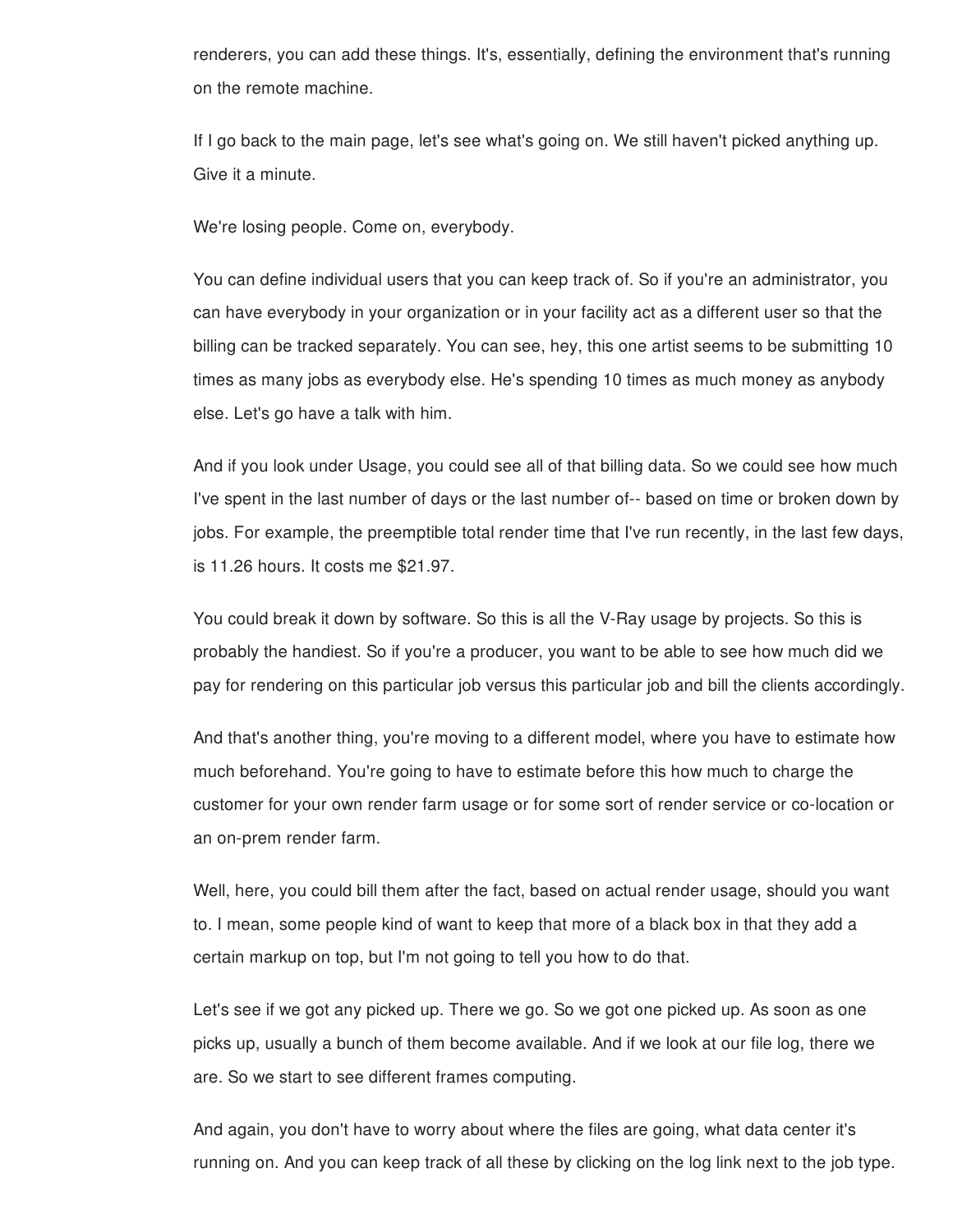renderers, you can add these things. It's, essentially, defining the environment that's running on the remote machine.

If I go back to the main page, let's see what's going on. We still haven't picked anything up. Give it a minute.

We're losing people. Come on, everybody.

You can define individual users that you can keep track of. So if you're an administrator, you can have everybody in your organization or in your facility act as a different user so that the billing can be tracked separately. You can see, hey, this one artist seems to be submitting 10 times as many jobs as everybody else. He's spending 10 times as much money as anybody else. Let's go have a talk with him.

And if you look under Usage, you could see all of that billing data. So we could see how much I've spent in the last number of days or the last number of-- based on time or broken down by jobs. For example, the preemptible total render time that I've run recently, in the last few days, is 11.26 hours. It costs me $21.97.

You could break it down by software. So this is all the V-Ray usage by projects. So this is probably the handiest. So if you're a producer, you want to be able to see how much did we pay for rendering on this particular job versus this particular job and bill the clients accordingly.

And that's another thing, you're moving to a different model, where you have to estimate how much beforehand. You're going to have to estimate before this how much to charge the customer for your own render farm usage or for some sort of render service or co-location or an on-prem render farm.

Well, here, you could bill them after the fact, based on actual render usage, should you want to. I mean, some people kind of want to keep that more of a black box in that they add a certain markup on top, but I'm not going to tell you how to do that.

Let's see if we got any picked up. There we go. So we got one picked up. As soon as one picks up, usually a bunch of them become available. And if we look at our file log, there we are. So we start to see different frames computing.

And again, you don't have to worry about where the files are going, what data center it's running on. And you can keep track of all these by clicking on the log link next to the job type.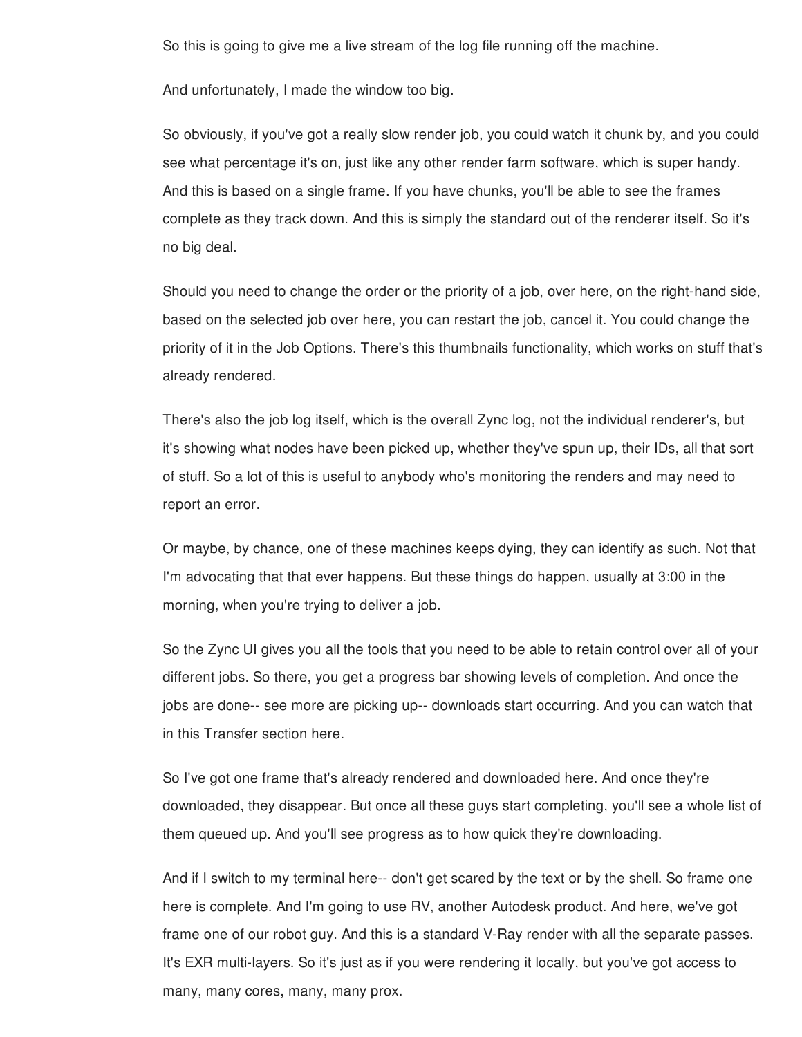So this is going to give me a live stream of the log file running off the machine.

And unfortunately, I made the window too big.

So obviously, if you've got a really slow render job, you could watch it chunk by, and you could see what percentage it's on, just like any other render farm software, which is super handy. And this is based on a single frame. If you have chunks, you'll be able to see the frames complete as they track down. And this is simply the standard out of the renderer itself. So it's no big deal.

Should you need to change the order or the priority of a job, over here, on the right-hand side, based on the selected job over here, you can restart the job, cancel it. You could change the priority of it in the Job Options. There's this thumbnails functionality, which works on stuff that's already rendered.

There's also the job log itself, which is the overall Zync log, not the individual renderer's, but it's showing what nodes have been picked up, whether they've spun up, their IDs, all that sort of stuff. So a lot of this is useful to anybody who's monitoring the renders and may need to report an error.

Or maybe, by chance, one of these machines keeps dying, they can identify as such. Not that I'm advocating that that ever happens. But these things do happen, usually at 3:00 in the morning, when you're trying to deliver a job.

So the Zync UI gives you all the tools that you need to be able to retain control over all of your different jobs. So there, you get a progress bar showing levels of completion. And once the jobs are done-- see more are picking up-- downloads start occurring. And you can watch that in this Transfer section here.

So I've got one frame that's already rendered and downloaded here. And once they're downloaded, they disappear. But once all these guys start completing, you'll see a whole list of them queued up. And you'll see progress as to how quick they're downloading.

And if I switch to my terminal here-- don't get scared by the text or by the shell. So frame one here is complete. And I'm going to use RV, another Autodesk product. And here, we've got frame one of our robot guy. And this is a standard V-Ray render with all the separate passes. It's EXR multi-layers. So it's just as if you were rendering it locally, but you've got access to many, many cores, many, many prox.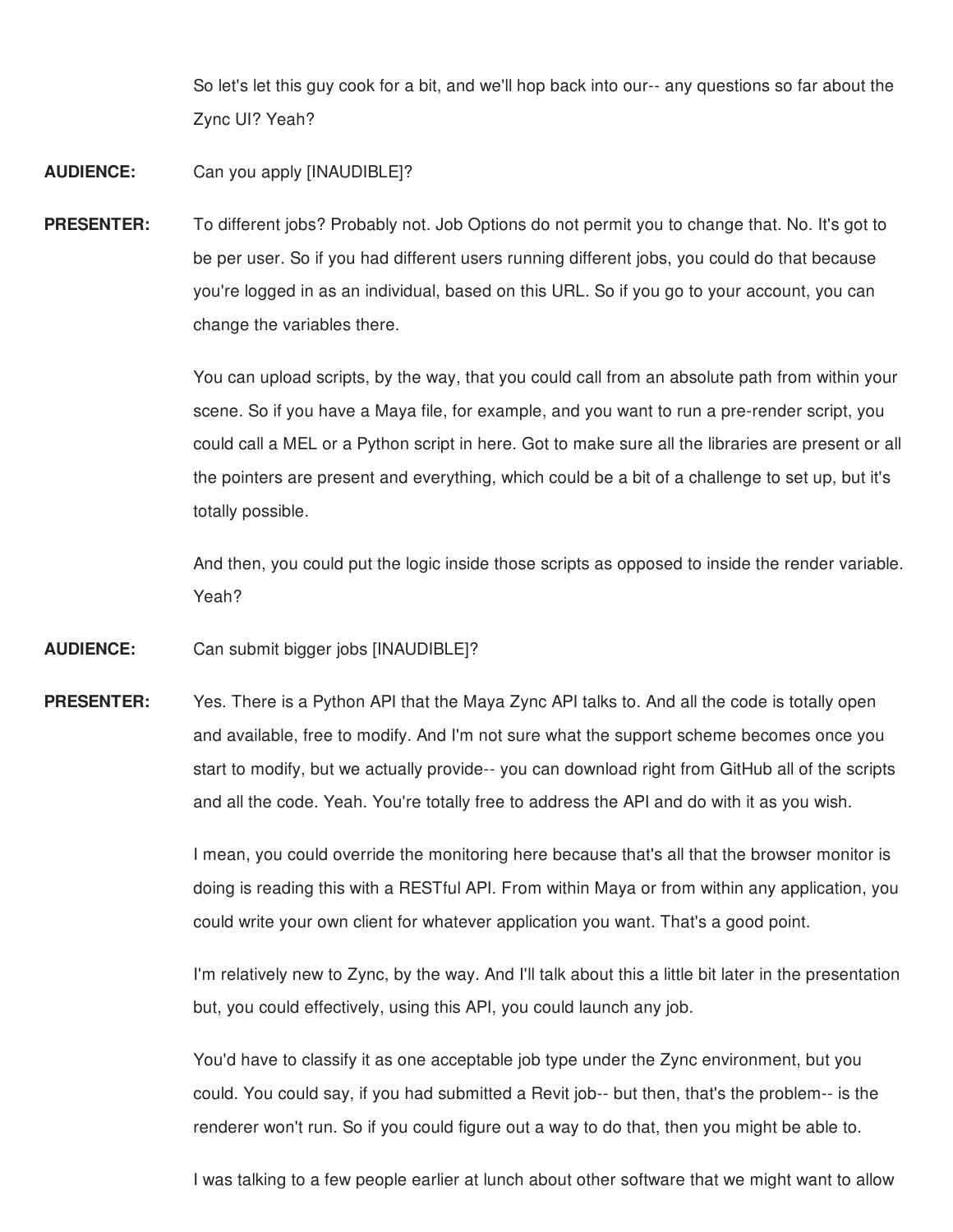So let's let this guy cook for a bit, and we'll hop back into our-- any questions so far about the Zync UI? Yeah?

**AUDIENCE:** Can you apply [INAUDIBLE]?

**PRESENTER:** To different jobs? Probably not. Job Options do not permit you to change that. No. It's got to be per user. So if you had different users running different jobs, you could do that because you're logged in as an individual, based on this URL. So if you go to your account, you can change the variables there.

You can upload scripts, by the way, that you could call from an absolute path from within your scene. So if you have a Maya file, for example, and you want to run a pre-render script, you could call a MEL or a Python script in here. Got to make sure all the libraries are present or all the pointers are present and everything, which could be a bit of a challenge to set up, but it's totally possible.

And then, you could put the logic inside those scripts as opposed to inside the render variable. Yeah?

**AUDIENCE:** Can submit bigger jobs [INAUDIBLE]?

**PRESENTER:** Yes. There is a Python API that the Maya Zync API talks to. And all the code is totally open and available, free to modify. And I'm not sure what the support scheme becomes once you start to modify, but we actually provide-- you can download right from GitHub all of the scripts and all the code. Yeah. You're totally free to address the API and do with it as you wish.

I mean, you could override the monitoring here because that's all that the browser monitor is doing is reading this with a RESTful API. From within Maya or from within any application, you could write your own client for whatever application you want. That's a good point.

I'm relatively new to Zync, by the way. And I'll talk about this a little bit later in the presentation but, you could effectively, using this API, you could launch any job.

You'd have to classify it as one acceptable job type under the Zync environment, but you could. You could say, if you had submitted a Revit job-- but then, that's the problem-- is the renderer won't run. So if you could figure out a way to do that, then you might be able to.

I was talking to a few people earlier at lunch about other software that we might want to allow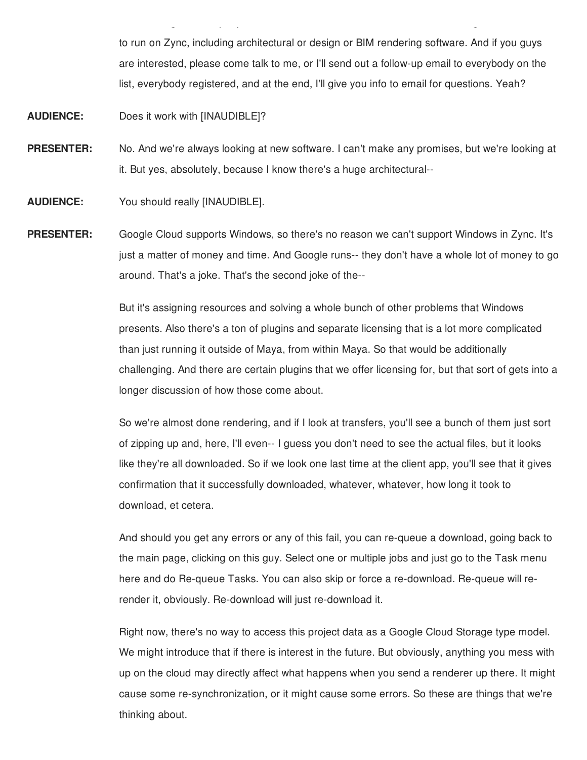to run on Zync, including architectural or design or BIM rendering software. And if you guys are interested, please come talk to me, or I'll send out a follow-up email to everybody on the list, everybody registered, and at the end, I'll give you info to email for questions. Yeah?

**AUDIENCE:** Does it work with [INAUDIBLE]?

**PRESENTER:** No. And we're always looking at new software. I can't make any promises, but we're looking at it. But yes, absolutely, because I know there's a huge architectural--

**AUDIENCE:** You should really [INAUDIBLE].

**PRESENTER:** Google Cloud supports Windows, so there's no reason we can't support Windows in Zync. It's just a matter of money and time. And Google runs-- they don't have a whole lot of money to go around. That's a joke. That's the second joke of the--

But it's assigning resources and solving a whole bunch of other problems that Windows presents. Also there's a ton of plugins and separate licensing that is a lot more complicated than just running it outside of Maya, from within Maya. So that would be additionally challenging. And there are certain plugins that we offer licensing for, but that sort of gets into a longer discussion of how those come about.

So we're almost done rendering, and if I look at transfers, you'll see a bunch of them just sort of zipping up and, here, I'll even-- I guess you don't need to see the actual files, but it looks like they're all downloaded. So if we look one last time at the client app, you'll see that it gives confirmation that it successfully downloaded, whatever, whatever, how long it took to download, et cetera.

And should you get any errors or any of this fail, you can re-queue a download, going back to the main page, clicking on this guy. Select one or multiple jobs and just go to the Task menu here and do Re-queue Tasks. You can also skip or force a re-download. Re-queue will re-render it, obviously. Re-download will just re-download it.

Right now, there's no way to access this project data as a Google Cloud Storage type model. We might introduce that if there is interest in the future. But obviously, anything you mess with up on the cloud may directly affect what happens when you send a renderer up there. It might cause some re-synchronization, or it might cause some errors. So these are things that we're thinking about.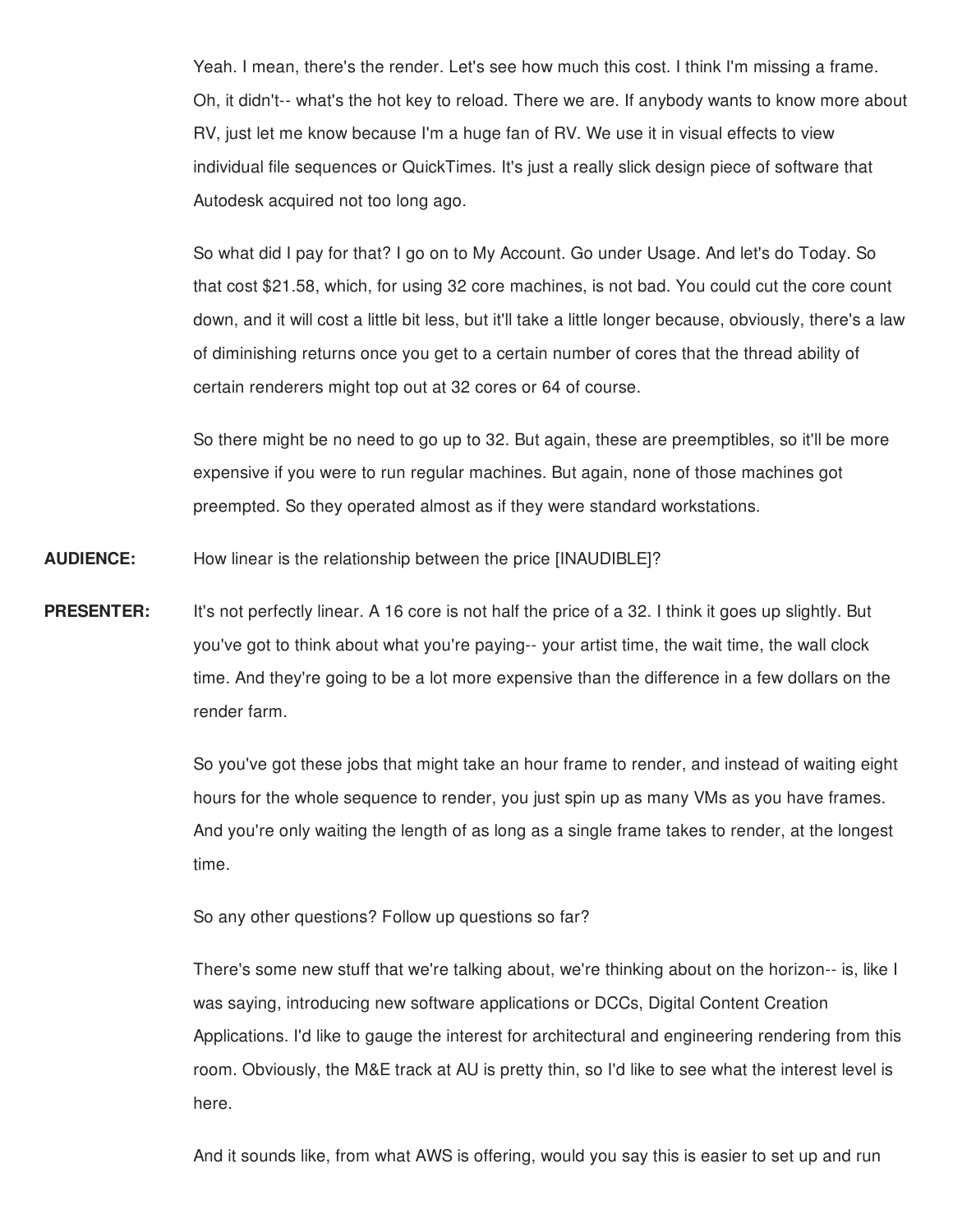Yeah. I mean, there's the render. Let's see how much this cost. I think I'm missing a frame. Oh, it didn't-- what's the hot key to reload. There we are. If anybody wants to know more about RV, just let me know because I'm a huge fan of RV. We use it in visual effects to view individual file sequences or QuickTimes. It's just a really slick design piece of software that Autodesk acquired not too long ago.

So what did I pay for that? I go on to My Account. Go under Usage. And let's do Today. So that cost $21.58, which, for using 32 core machines, is not bad. You could cut the core count down, and it will cost a little bit less, but it'll take a little longer because, obviously, there's a law of diminishing returns once you get to a certain number of cores that the thread ability of certain renderers might top out at 32 cores or 64 of course.

So there might be no need to go up to 32. But again, these are preemptibles, so it'll be more expensive if you were to run regular machines. But again, none of those machines got preempted. So they operated almost as if they were standard workstations.

**AUDIENCE:** How linear is the relationship between the price [INAUDIBLE]?

**PRESENTER:** It's not perfectly linear. A 16 core is not half the price of a 32. I think it goes up slightly. But you've got to think about what you're paying-- your artist time, the wait time, the wall clock time. And they're going to be a lot more expensive than the difference in a few dollars on the render farm.

So you've got these jobs that might take an hour frame to render, and instead of waiting eight hours for the whole sequence to render, you just spin up as many VMs as you have frames. And you're only waiting the length of as long as a single frame takes to render, at the longest time.

So any other questions? Follow up questions so far?

There's some new stuff that we're talking about, we're thinking about on the horizon-- is, like I was saying, introducing new software applications or DCCs, Digital Content Creation Applications. I'd like to gauge the interest for architectural and engineering rendering from this room. Obviously, the M&E track at AU is pretty thin, so I'd like to see what the interest level is here.

And it sounds like, from what AWS is offering, would you say this is easier to set up and run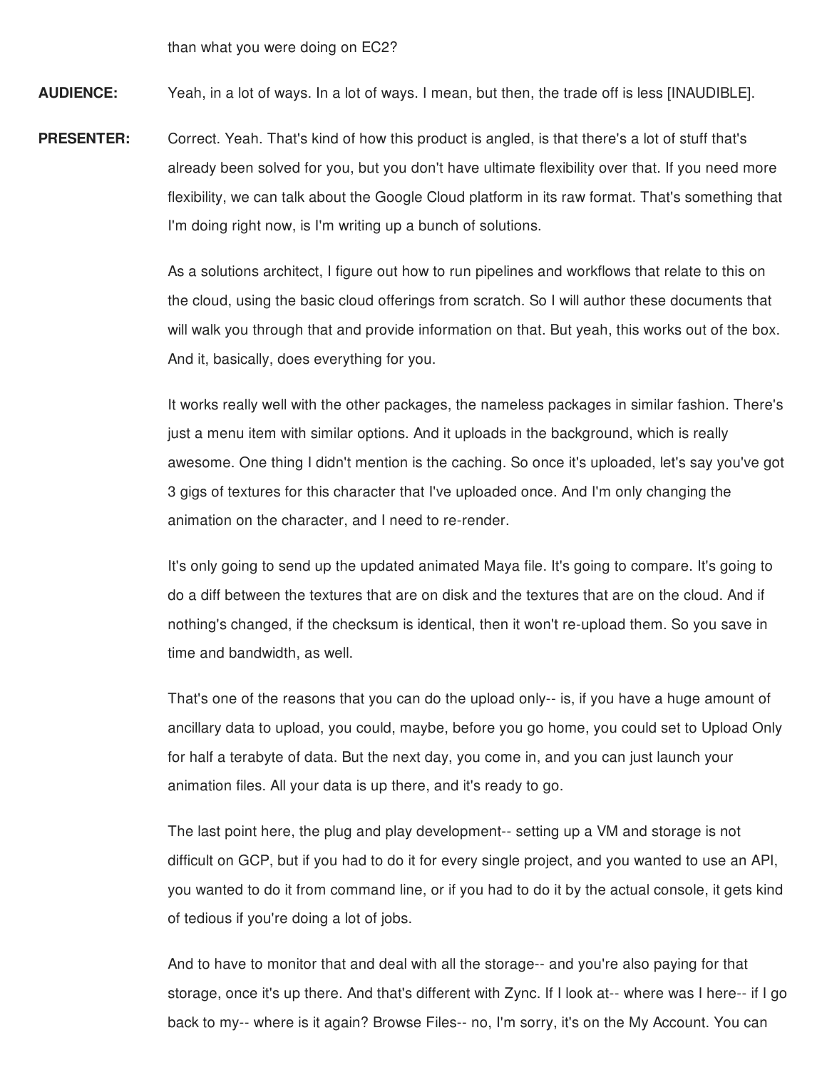than what you were doing on EC2?

**AUDIENCE:** Yeah, in a lot of ways. In a lot of ways. I mean, but then, the trade off is less [INAUDIBLE].

**PRESENTER:** Correct. Yeah. That's kind of how this product is angled, is that there's a lot of stuff that's already been solved for you, but you don't have ultimate flexibility over that. If you need more flexibility, we can talk about the Google Cloud platform in its raw format. That's something that I'm doing right now, is I'm writing up a bunch of solutions.

As a solutions architect, I figure out how to run pipelines and workflows that relate to this on the cloud, using the basic cloud offerings from scratch. So I will author these documents that will walk you through that and provide information on that. But yeah, this works out of the box. And it, basically, does everything for you.

It works really well with the other packages, the nameless packages in similar fashion. There's just a menu item with similar options. And it uploads in the background, which is really awesome. One thing I didn't mention is the caching. So once it's uploaded, let's say you've got 3 gigs of textures for this character that I've uploaded once. And I'm only changing the animation on the character, and I need to re-render.

It's only going to send up the updated animated Maya file. It's going to compare. It's going to do a diff between the textures that are on disk and the textures that are on the cloud. And if nothing's changed, if the checksum is identical, then it won't re-upload them. So you save in time and bandwidth, as well.

That's one of the reasons that you can do the upload only-- is, if you have a huge amount of ancillary data to upload, you could, maybe, before you go home, you could set to Upload Only for half a terabyte of data. But the next day, you come in, and you can just launch your animation files. All your data is up there, and it's ready to go.

The last point here, the plug and play development-- setting up a VM and storage is not difficult on GCP, but if you had to do it for every single project, and you wanted to use an API, you wanted to do it from command line, or if you had to do it by the actual console, it gets kind of tedious if you're doing a lot of jobs.

And to have to monitor that and deal with all the storage-- and you're also paying for that storage, once it's up there. And that's different with Zync. If I look at-- where was I here-- if I go back to my-- where is it again? Browse Files-- no, I'm sorry, it's on the My Account. You can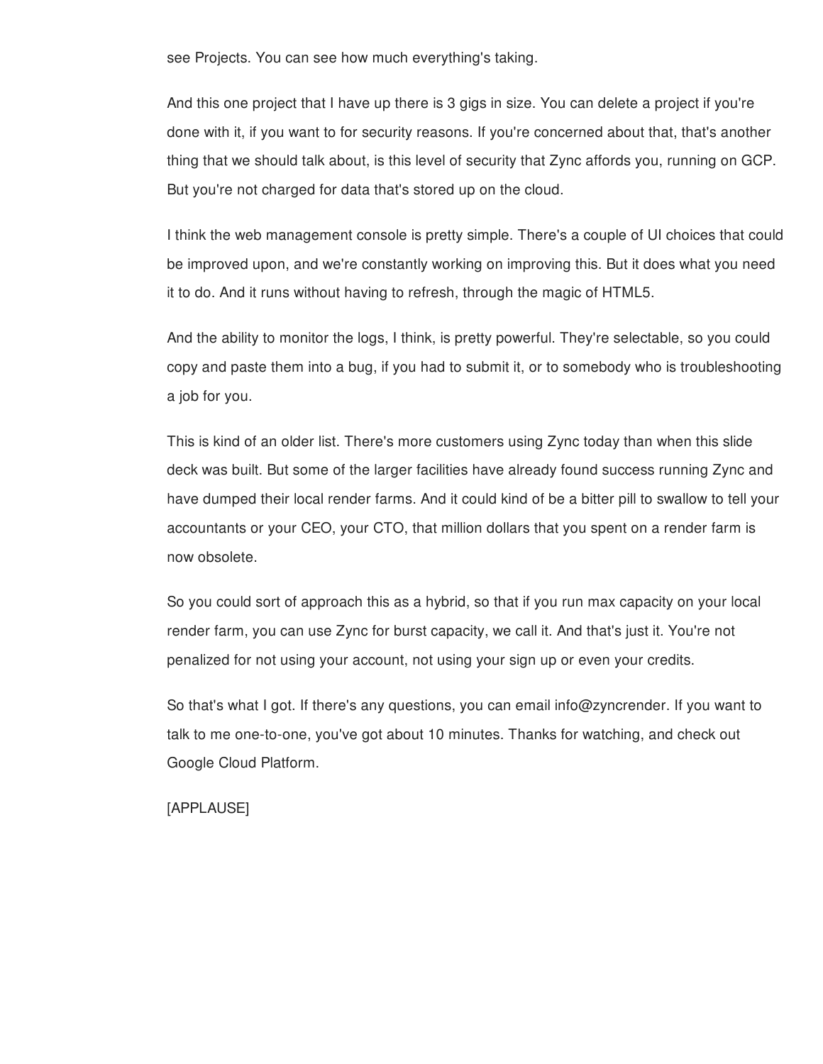see Projects. You can see how much everything's taking.

And this one project that I have up there is 3 gigs in size. You can delete a project if you're done with it, if you want to for security reasons. If you're concerned about that, that's another thing that we should talk about, is this level of security that Zync affords you, running on GCP. But you're not charged for data that's stored up on the cloud.

I think the web management console is pretty simple. There's a couple of UI choices that could be improved upon, and we're constantly working on improving this. But it does what you need it to do. And it runs without having to refresh, through the magic of HTML5.

And the ability to monitor the logs, I think, is pretty powerful. They're selectable, so you could copy and paste them into a bug, if you had to submit it, or to somebody who is troubleshooting a job for you.

This is kind of an older list. There's more customers using Zync today than when this slide deck was built. But some of the larger facilities have already found success running Zync and have dumped their local render farms. And it could kind of be a bitter pill to swallow to tell your accountants or your CEO, your CTO, that million dollars that you spent on a render farm is now obsolete.

So you could sort of approach this as a hybrid, so that if you run max capacity on your local render farm, you can use Zync for burst capacity, we call it. And that's just it. You're not penalized for not using your account, not using your sign up or even your credits.

So that's what I got. If there's any questions, you can email info@zyncrender. If you want to talk to me one-to-one, you've got about 10 minutes. Thanks for watching, and check out Google Cloud Platform.

[APPLAUSE]